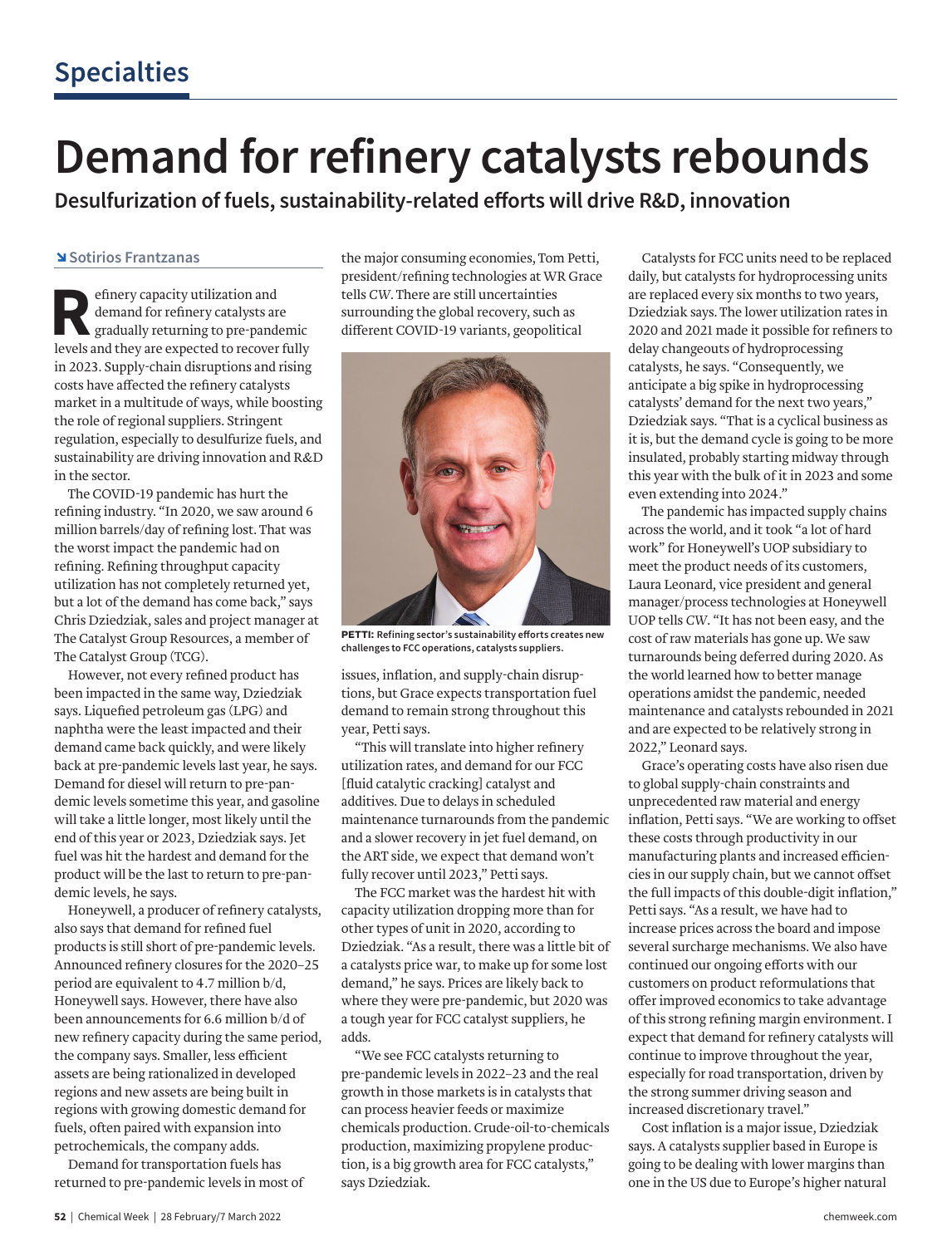## Specialties

# Demand for refinery catalysts rebounds

### Desulfurization of fuels, sustainability-related efforts will drive R&D, innovation

Sotirios Frantzanas

Refinery capacity utilization and demand for refinery catalysts are gradually returning to pre-pandemic levels and they are expected to recover fully in 2023. Supply-chain disruptions and rising costs have affected the refinery catalysts market in a multitude of ways, while boosting the role of regional suppliers. Stringent regulation, especially to desulfurize fuels, and sustainability are driving innovation and R&D in the sector.

The COVID-19 pandemic has hurt the refining industry. "In 2020, we saw around 6 million barrels/day of refining lost. That was the worst impact the pandemic had on refining. Refining throughput capacity utilization has not completely returned yet, but a lot of the demand has come back," says Chris Dziedziak, sales and project manager at The Catalyst Group Resources, a member of The Catalyst Group (TCG).

However, not every refined product has been impacted in the same way, Dziedziak says. Liquefied petroleum gas (LPG) and naphtha were the least impacted and their demand came back quickly, and were likely back at pre-pandemic levels last year, he says. Demand for diesel will return to pre-pandemic levels sometime this year, and gasoline will take a little longer, most likely until the end of this year or 2023, Dziedziak says. Jet fuel was hit the hardest and demand for the product will be the last to return to pre-pandemic levels, he says.

Honeywell, a producer of refinery catalysts, also says that demand for refined fuel products is still short of pre-pandemic levels. Announced refinery closures for the 2020–25 period are equivalent to 4.7 million b/d, Honeywell says. However, there have also been announcements for 6.6 million b/d of new refinery capacity during the same period, the company says. Smaller, less efficient assets are being rationalized in developed regions and new assets are being built in regions with growing domestic demand for fuels, often paired with expansion into petrochemicals, the company adds.

Demand for transportation fuels has returned to pre-pandemic levels in most of the major consuming economies, Tom Petti, president/refining technologies at WR Grace tells *CW*. There are still uncertainties surrounding the global recovery, such as different COVID-19 variants, geopolitical issues, inflation, and supply-chain disruptions, but Grace expects transportation fuel demand to remain strong throughout this year, Petti says.

**PETTI:** Refining sector's sustainability efforts creates new challenges to FCC operations, catalysts suppliers.

"This will translate into higher refinery utilization rates, and demand for our FCC [fluid catalytic cracking] catalyst and additives. Due to delays in scheduled maintenance turnarounds from the pandemic and a slower recovery in jet fuel demand, on the ART side, we expect that demand won't fully recover until 2023," Petti says.

The FCC market was the hardest hit with capacity utilization dropping more than for other types of unit in 2020, according to Dziedziak. "As a result, there was a little bit of a catalysts price war, to make up for some lost demand," he says. Prices are likely back to where they were pre-pandemic, but 2020 was a tough year for FCC catalyst suppliers, he adds.

"We see FCC catalysts returning to pre-pandemic levels in 2022–23 and the real growth in those markets is in catalysts that can process heavier feeds or maximize chemicals production. Crude-oil-to-chemicals production, maximizing propylene production, is a big growth area for FCC catalysts," says Dziedziak.

Catalysts for FCC units need to be replaced daily, but catalysts for hydroprocessing units are replaced every six months to two years, Dziedziak says. The lower utilization rates in 2020 and 2021 made it possible for refiners to delay changeouts of hydroprocessing catalysts, he says. "Consequently, we anticipate a big spike in hydroprocessing catalysts' demand for the next two years," Dziedziak says. "That is a cyclical business as it is, but the demand cycle is going to be more insulated, probably starting midway through this year with the bulk of it in 2023 and some even extending into 2024."

The pandemic has impacted supply chains across the world, and it took "a lot of hard work" for Honeywell's UOP subsidiary to meet the product needs of its customers, Laura Leonard, vice president and general manager/process technologies at Honeywell UOP tells *CW*. "It has not been easy, and the cost of raw materials has gone up. We saw turnarounds being deferred during 2020. As the world learned how to better manage operations amidst the pandemic, needed maintenance and catalysts rebounded in 2021 and are expected to be relatively strong in 2022," Leonard says.

Grace's operating costs have also risen due to global supply-chain constraints and unprecedented raw material and energy inflation, Petti says. "We are working to offset these costs through productivity in our manufacturing plants and increased efficiencies in our supply chain, but we cannot offset the full impacts of this double-digit inflation," Petti says. "As a result, we have had to increase prices across the board and impose several surcharge mechanisms. We also have continued our ongoing efforts with our customers on product reformulations that offer improved economics to take advantage of this strong refining margin environment. I expect that demand for refinery catalysts will continue to improve throughout the year, especially for road transportation, driven by the strong summer driving season and increased discretionary travel."

Cost inflation is a major issue, Dziedziak says. A catalysts supplier based in Europe is going to be dealing with lower margins than one in the US due to Europe's higher natural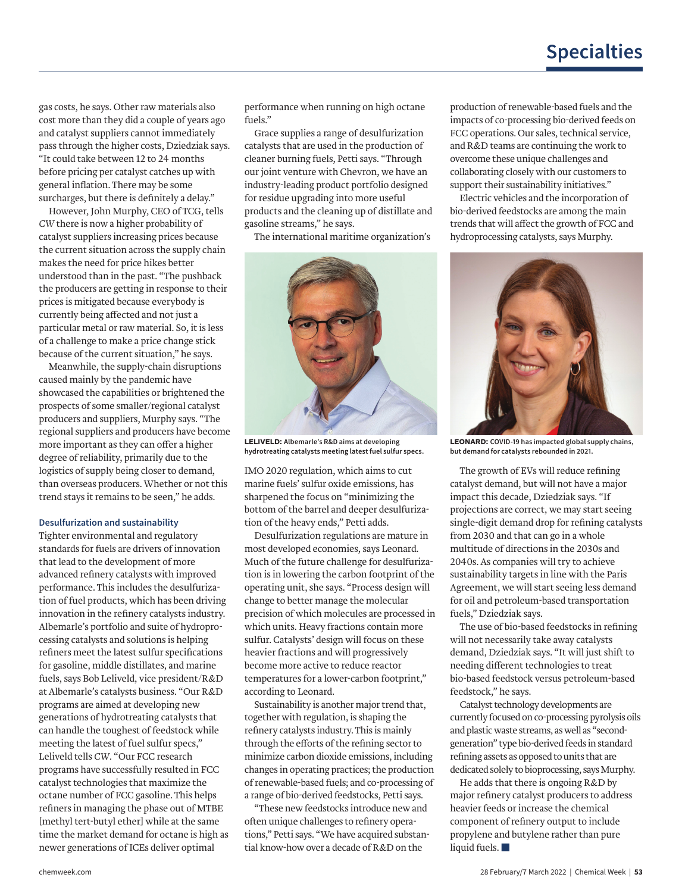gas costs, he says. Other raw materials also cost more than they did a couple of years ago and catalyst suppliers cannot immediately pass through the higher costs, Dziedziak says. "It could take between 12 to 24 months before pricing per catalyst catches up with general inflation. There may be some surcharges, but there is definitely a delay."

However, John Murphy, CEO of TCG, tells *CW* there is now a higher probability of catalyst suppliers increasing prices because the current situation across the supply chain makes the need for price hikes better understood than in the past. "The pushback the producers are getting in response to their prices is mitigated because everybody is currently being affected and not just a particular metal or raw material. So, it is less of a challenge to make a price change stick because of the current situation," he says.

Meanwhile, the supply-chain disruptions caused mainly by the pandemic have showcased the capabilities or brightened the prospects of some smaller/regional catalyst producers and suppliers, Murphy says. "The regional suppliers and producers have become more important as they can offer a higher degree of reliability, primarily due to the logistics of supply being closer to demand, than overseas producers. Whether or not this trend stays it remains to be seen," he adds.

### Desulfurization and sustainability

Tighter environmental and regulatory standards for fuels are drivers of innovation that lead to the development of more advanced refinery catalysts with improved performance. This includes the desulfurization of fuel products, which has been driving innovation in the refinery catalysts industry. Albemarle's portfolio and suite of hydroprocessing catalysts and solutions is helping refiners meet the latest sulfur specifications for gasoline, middle distillates, and marine fuels, says Bob Leliveld, vice president/R&D at Albemarle's catalysts business. "Our R&D programs are aimed at developing new generations of hydrotreating catalysts that can handle the toughest of feedstock while meeting the latest of fuel sulfur specs," Leliveld tells *CW*. "Our FCC research programs have successfully resulted in FCC catalyst technologies that maximize the octane number of FCC gasoline. This helps refiners in managing the phase out of MTBE [methyl tert-butyl ether] while at the same time the market demand for octane is high as newer generations of ICEs deliver optimal performance when running on high octane fuels."

Grace supplies a range of desulfurization catalysts that are used in the production of cleaner burning fuels, Petti says. "Through our joint venture with Chevron, we have an industry-leading product portfolio designed for residue upgrading into more useful products and the cleaning up of distillate and gasoline streams," he says.

The international maritime organization's IMO 2020 regulation, which aims to cut marine fuels' sulfur oxide emissions, has sharpened the focus on "minimizing the bottom of the barrel and deeper desulfurization of the heavy ends," Petti adds.

**LELIVELD:** Albemarle's R&D aims at developing hydrotreating catalysts meeting latest fuel sulfur specs.

Desulfurization regulations are mature in most developed economies, says Leonard. Much of the future challenge for desulfurization is in lowering the carbon footprint of the operating unit, she says. "Process design will change to better manage the molecular precision of which molecules are processed in which units. Heavy fractions contain more sulfur. Catalysts' design will focus on these heavier fractions and will progressively become more active to reduce reactor temperatures for a lower-carbon footprint," according to Leonard.

Sustainability is another major trend that, together with regulation, is shaping the refinery catalysts industry. This is mainly through the efforts of the refining sector to minimize carbon dioxide emissions, including changes in operating practices; the production of renewable-based fuels; and co-processing of a range of bio-derived feedstocks, Petti says.

"These new feedstocks introduce new and often unique challenges to refinery operations," Petti says. "We have acquired substantial know-how over a decade of R&D on the production of renewable-based fuels and the impacts of co-processing bio-derived feeds on FCC operations. Our sales, technical service, and R&D teams are continuing the work to overcome these unique challenges and collaborating closely with our customers to support their sustainability initiatives."

Electric vehicles and the incorporation of bio-derived feedstocks are among the main trends that will affect the growth of FCC and hydroprocessing catalysts, says Murphy.

**LEONARD:** COVID-19 has impacted global supply chains, but demand for catalysts rebounded in 2021.

The growth of EVs will reduce refining catalyst demand, but will not have a major impact this decade, Dziedziak says. "If projections are correct, we may start seeing single-digit demand drop for refining catalysts from 2030 and that can go in a whole multitude of directions in the 2030s and 2040s. As companies will try to achieve sustainability targets in line with the Paris Agreement, we will start seeing less demand for oil and petroleum-based transportation fuels," Dziedziak says.

The use of bio-based feedstocks in refining will not necessarily take away catalysts demand, Dziedziak says. "It will just shift to needing different technologies to treat bio-based feedstock versus petroleum-based feedstock," he says.

Catalyst technology developments are currently focused on co-processing pyrolysis oils and plastic waste streams, as well as "second-generation" type bio-derived feeds in standard refining assets as opposed to units that are dedicated solely to bioprocessing, says Murphy.

He adds that there is ongoing R&D by major refinery catalyst producers to address heavier feeds or increase the chemical component of refinery output to include propylene and butylene rather than pure liquid fuels. ■